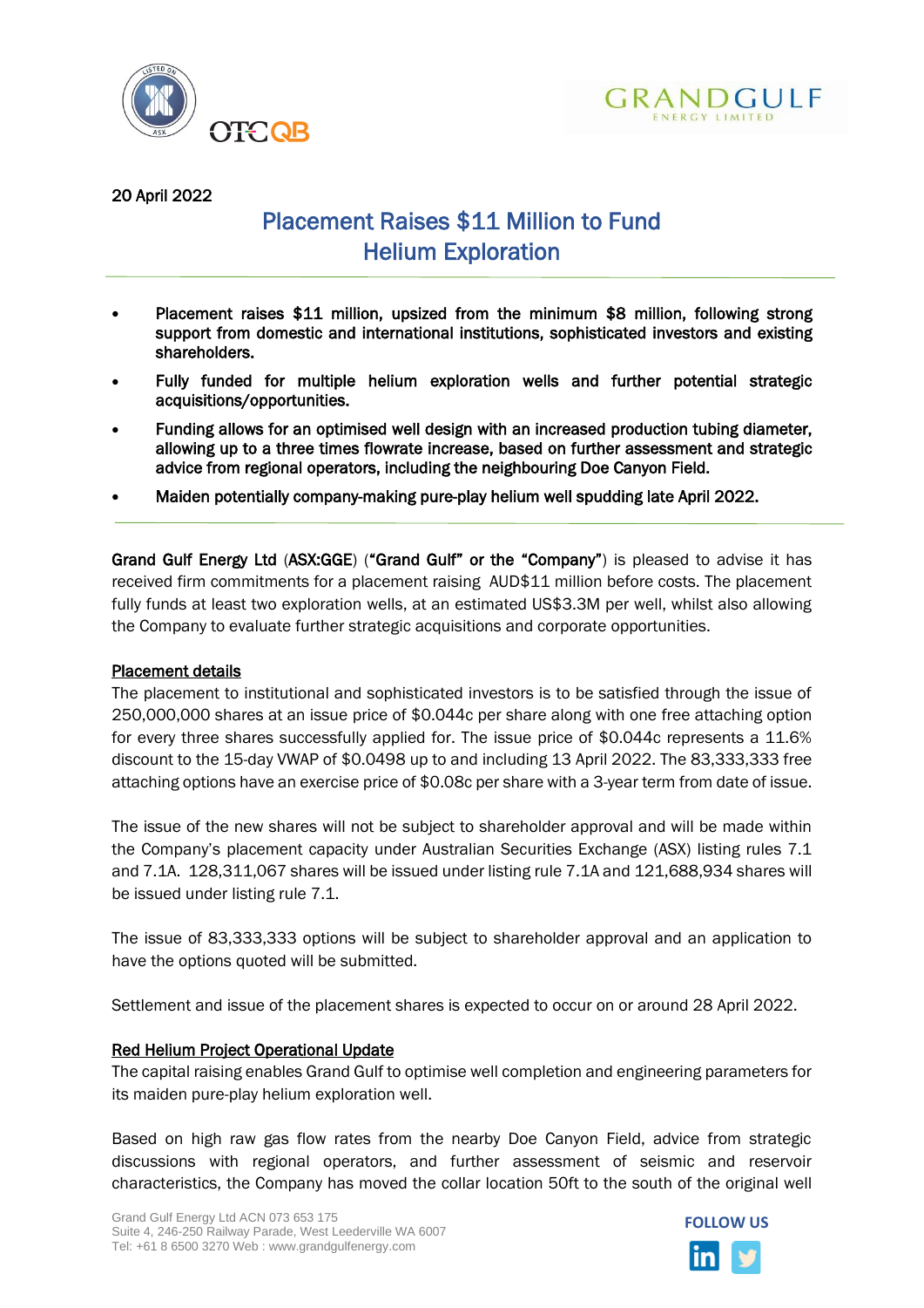20 April 2022

# Placement Raises $11 Million to Fund Helium Exploration

- **Placement raises $11 million, upsized from the minimum $8 million, following strong support from domestic and international institutions, sophisticated investors and existing shareholders.**
- **Fully funded for multiple helium exploration wells and further potential strategic acquisitions/opportunities.**
- **Funding allows for an optimised well design with an increased production tubing diameter, allowing up to a three times flowrate increase, based on further assessment and strategic advice from regional operators, including the neighbouring Doe Canyon Field.**
- **Maiden potentially company-making pure-play helium well spudding late April 2022.**

**Grand Gulf Energy Ltd** (**ASX:GGE**) (**"Grand Gulf" or the "Company"**) is pleased to advise it has received firm commitments for a placement raising AUD$11 million before costs. The placement fully funds at least two exploration wells, at an estimated US$3.3M per well, whilst also allowing the Company to evaluate further strategic acquisitions and corporate opportunities.

## Placement details

The placement to institutional and sophisticated investors is to be satisfied through the issue of 250,000,000 shares at an issue price of $0.044c per share along with one free attaching option for every three shares successfully applied for. The issue price of $0.044c represents a 11.6% discount to the 15-day VWAP of $0.0498 up to and including 13 April 2022. The 83,333,333 free attaching options have an exercise price of $0.08c per share with a 3-year term from date of issue.

The issue of the new shares will not be subject to shareholder approval and will be made within the Company's placement capacity under Australian Securities Exchange (ASX) listing rules 7.1 and 7.1A. 128,311,067 shares will be issued under listing rule 7.1A and 121,688,934 shares will be issued under listing rule 7.1.

The issue of 83,333,333 options will be subject to shareholder approval and an application to have the options quoted will be submitted.

Settlement and issue of the placement shares is expected to occur on or around 28 April 2022.

## Red Helium Project Operational Update

The capital raising enables Grand Gulf to optimise well completion and engineering parameters for its maiden pure-play helium exploration well.

Based on high raw gas flow rates from the nearby Doe Canyon Field, advice from strategic discussions with regional operators, and further assessment of seismic and reservoir characteristics, the Company has moved the collar location 50ft to the south of the original well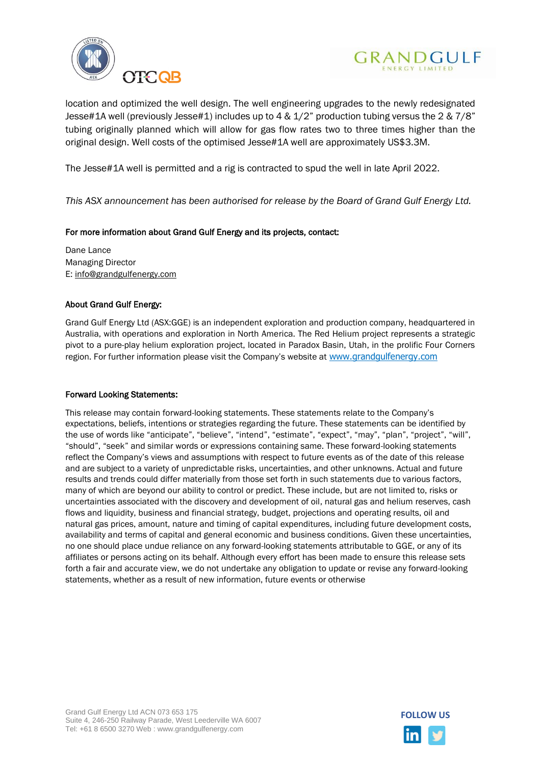location and optimized the well design. The well engineering upgrades to the newly redesignated Jesse#1A well (previously Jesse#1) includes up to 4 & 1/2" production tubing versus the 2 & 7/8" tubing originally planned which will allow for gas flow rates two to three times higher than the original design. Well costs of the optimised Jesse#1A well are approximately US$3.3M.

The Jesse#1A well is permitted and a rig is contracted to spud the well in late April 2022.

*This ASX announcement has been authorised for release by the Board of Grand Gulf Energy Ltd.*

**For more information about Grand Gulf Energy and its projects, contact:**

Dane Lance
Managing Director
E: info@grandgulfenergy.com

**About Grand Gulf Energy:**

Grand Gulf Energy Ltd (ASX:GGE) is an independent exploration and production company, headquartered in Australia, with operations and exploration in North America. The Red Helium project represents a strategic pivot to a pure-play helium exploration project, located in Paradox Basin, Utah, in the prolific Four Corners region. For further information please visit the Company's website at www.grandgulfenergy.com

**Forward Looking Statements:**

This release may contain forward-looking statements. These statements relate to the Company's expectations, beliefs, intentions or strategies regarding the future. These statements can be identified by the use of words like "anticipate", "believe", "intend", "estimate", "expect", "may", "plan", "project", "will", "should", "seek" and similar words or expressions containing same. These forward-looking statements reflect the Company's views and assumptions with respect to future events as of the date of this release and are subject to a variety of unpredictable risks, uncertainties, and other unknowns. Actual and future results and trends could differ materially from those set forth in such statements due to various factors, many of which are beyond our ability to control or predict. These include, but are not limited to, risks or uncertainties associated with the discovery and development of oil, natural gas and helium reserves, cash flows and liquidity, business and financial strategy, budget, projections and operating results, oil and natural gas prices, amount, nature and timing of capital expenditures, including future development costs, availability and terms of capital and general economic and business conditions. Given these uncertainties, no one should place undue reliance on any forward-looking statements attributable to GGE, or any of its affiliates or persons acting on its behalf. Although every effort has been made to ensure this release sets forth a fair and accurate view, we do not undertake any obligation to update or revise any forward-looking statements, whether as a result of new information, future events or otherwise